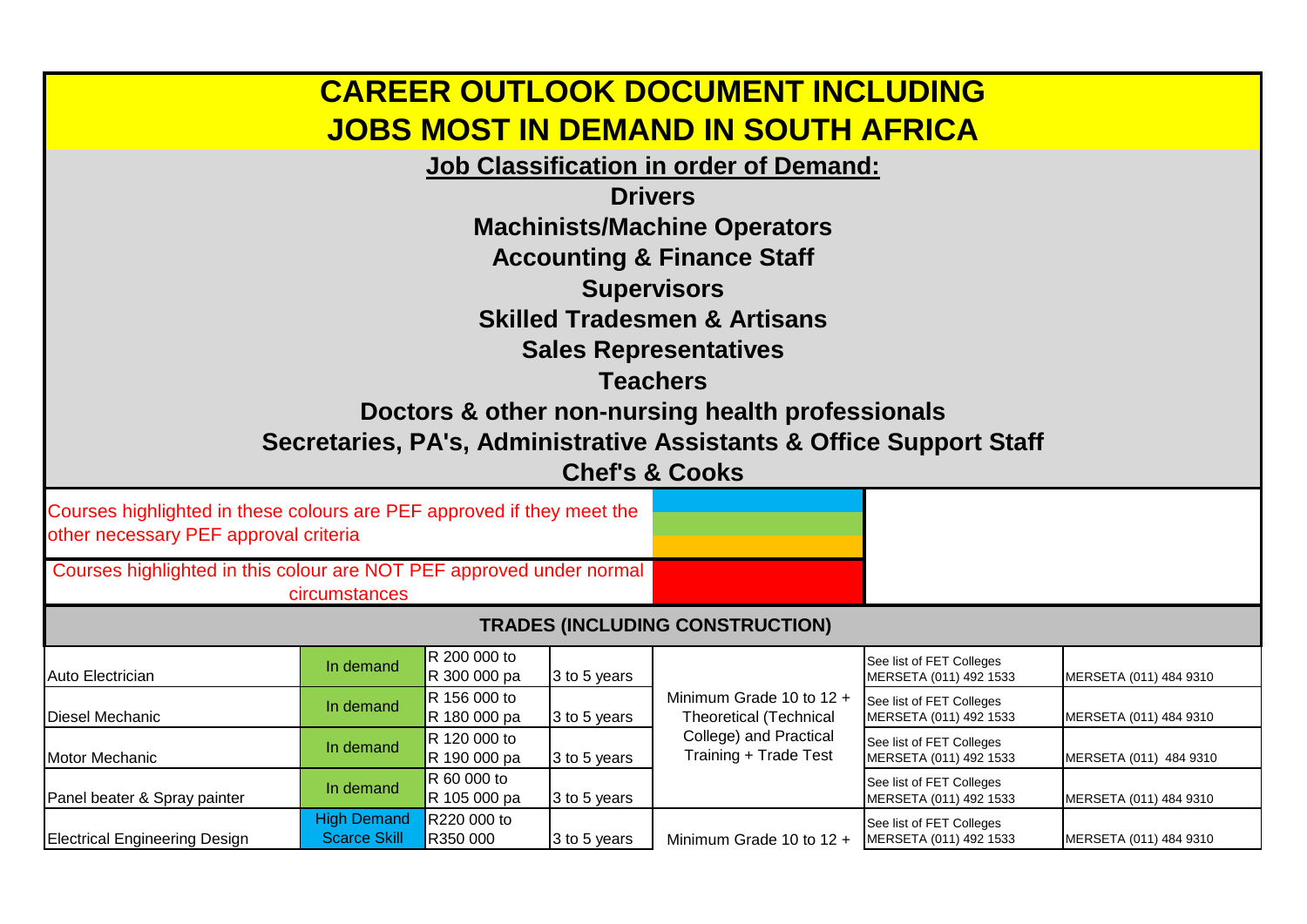# CAREER OUTLOOK DOCUMENT INCLUDING JOBS MOST IN DEMAND IN SOUTH AFRICA

## Job Classification in order of Demand:

**Drivers**

**Machinists/Machine Operators**

**Accounting & Finance Staff**

**Supervisors**

**Skilled Tradesmen & Artisans**

**Sales Representatives**

**Teachers**

**Doctors & other non-nursing health professionals**

**Secretaries, PA's, Administrative Assistants & Office Support Staff**

**Chef's & Cooks**

Courses highlighted in these colours are PEF approved if they meet the other necessary PEF approval criteria

Courses highlighted in this colour are NOT PEF approved under normal circumstances

## TRADES (INCLUDING CONSTRUCTION)

| | | | | | | |
|---|---|---|---|---|---|---|
| Auto Electrician | In demand | R 200 000 to R 300 000 pa | 3 to 5 years | Minimum Grade 10 to 12 + Theoretical (Technical College) and Practical Training + Trade Test | See list of FET Colleges MERSETA (011) 492 1533 | MERSETA (011) 484 9310 |
| Diesel Mechanic | In demand | R 156 000 to R 180 000 pa | 3 to 5 years | | See list of FET Colleges MERSETA (011) 492 1533 | MERSETA (011) 484 9310 |
| Motor Mechanic | In demand | R 120 000 to R 190 000 pa | 3 to 5 years | | See list of FET Colleges MERSETA (011) 492 1533 | MERSETA (011) 484 9310 |
| Panel beater & Spray painter | In demand | R 60 000 to R 105 000 pa | 3 to 5 years | | See list of FET Colleges MERSETA (011) 492 1533 | MERSETA (011) 484 9310 |
| Electrical Engineering Design | High Demand Scarce Skill | R220 000 to R350 000 | 3 to 5 years | Minimum Grade 10 to 12 + | See list of FET Colleges MERSETA (011) 492 1533 | MERSETA (011) 484 9310 |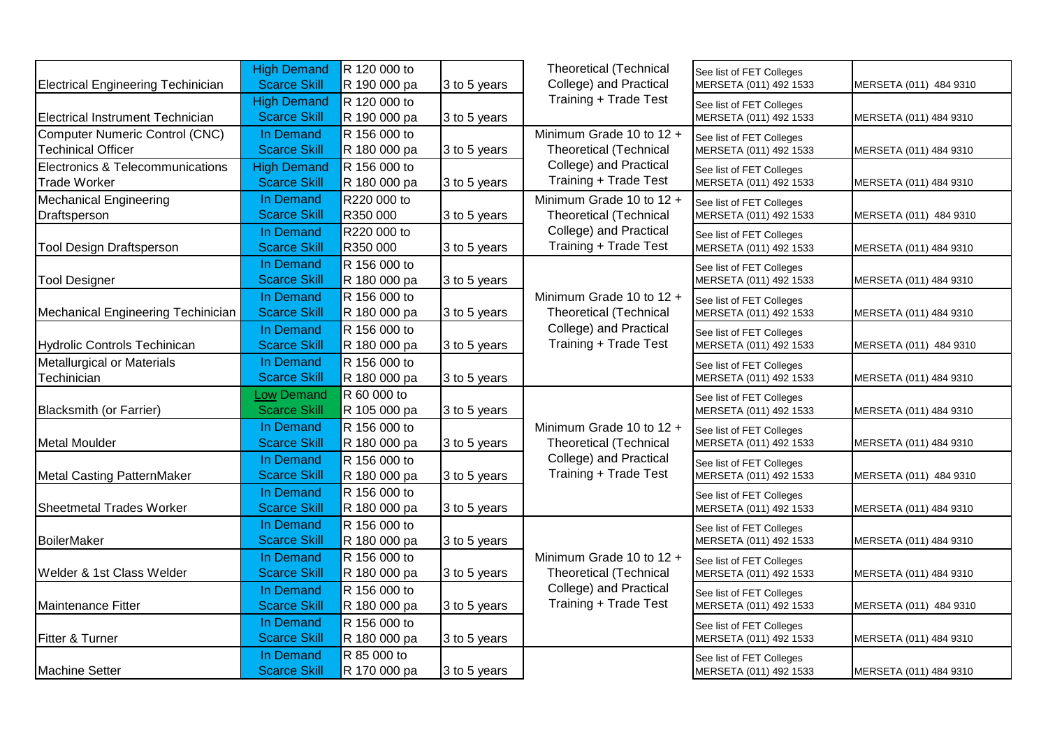| | | | | | | |
|---|---|---|---|---|---|---|
| Electrical Engineering Techinician | High Demand Scarce Skill | R 120 000 to R 190 000 pa | 3 to 5 years | Theoretical (Technical College) and Practical Training + Trade Test | See list of FET Colleges MERSETA (011) 492 1533 | MERSETA (011) 484 9310 |
| Electrical Instrument Technician | High Demand Scarce Skill | R 120 000 to R 190 000 pa | 3 to 5 years | | See list of FET Colleges MERSETA (011) 492 1533 | MERSETA (011) 484 9310 |
| Computer Numeric Control (CNC) Techinical Officer | In Demand Scarce Skill | R 156 000 to R 180 000 pa | 3 to 5 years | Minimum Grade 10 to 12 + Theoretical (Technical College) and Practical Training + Trade Test | See list of FET Colleges MERSETA (011) 492 1533 | MERSETA (011) 484 9310 |
| Electronics & Telecommunications Trade Worker | High Demand Scarce Skill | R 156 000 to R 180 000 pa | 3 to 5 years | | See list of FET Colleges MERSETA (011) 492 1533 | MERSETA (011) 484 9310 |
| Mechanical Engineering Draftsperson | In Demand Scarce Skill | R220 000 to R350 000 | 3 to 5 years | Minimum Grade 10 to 12 + Theoretical (Technical College) and Practical Training + Trade Test | See list of FET Colleges MERSETA (011) 492 1533 | MERSETA (011) 484 9310 |
| Tool Design Draftsperson | In Demand Scarce Skill | R220 000 to R350 000 | 3 to 5 years | | See list of FET Colleges MERSETA (011) 492 1533 | MERSETA (011) 484 9310 |
| Tool Designer | In Demand Scarce Skill | R 156 000 to R 180 000 pa | 3 to 5 years | Minimum Grade 10 to 12 + Theoretical (Technical College) and Practical Training + Trade Test | See list of FET Colleges MERSETA (011) 492 1533 | MERSETA (011) 484 9310 |
| Mechanical Engineering Techinician | In Demand Scarce Skill | R 156 000 to R 180 000 pa | 3 to 5 years | | See list of FET Colleges MERSETA (011) 492 1533 | MERSETA (011) 484 9310 |
| Hydrolic Controls Techinican | In Demand Scarce Skill | R 156 000 to R 180 000 pa | 3 to 5 years | | See list of FET Colleges MERSETA (011) 492 1533 | MERSETA (011) 484 9310 |
| Metallurgical or Materials Techinician | In Demand Scarce Skill | R 156 000 to R 180 000 pa | 3 to 5 years | | See list of FET Colleges MERSETA (011) 492 1533 | MERSETA (011) 484 9310 |
| Blacksmith (or Farrier) | Low Demand Scarce Skill | R 60 000 to R 105 000 pa | 3 to 5 years | Minimum Grade 10 to 12 + Theoretical (Technical College) and Practical Training + Trade Test | See list of FET Colleges MERSETA (011) 492 1533 | MERSETA (011) 484 9310 |
| Metal Moulder | In Demand Scarce Skill | R 156 000 to R 180 000 pa | 3 to 5 years | | See list of FET Colleges MERSETA (011) 492 1533 | MERSETA (011) 484 9310 |
| Metal Casting PatternMaker | In Demand Scarce Skill | R 156 000 to R 180 000 pa | 3 to 5 years | | See list of FET Colleges MERSETA (011) 492 1533 | MERSETA (011) 484 9310 |
| Sheetmetal Trades Worker | In Demand Scarce Skill | R 156 000 to R 180 000 pa | 3 to 5 years | | See list of FET Colleges MERSETA (011) 492 1533 | MERSETA (011) 484 9310 |
| BoilerMaker | In Demand Scarce Skill | R 156 000 to R 180 000 pa | 3 to 5 years | Minimum Grade 10 to 12 + Theoretical (Technical College) and Practical Training + Trade Test | See list of FET Colleges MERSETA (011) 492 1533 | MERSETA (011) 484 9310 |
| Welder & 1st Class Welder | In Demand Scarce Skill | R 156 000 to R 180 000 pa | 3 to 5 years | | See list of FET Colleges MERSETA (011) 492 1533 | MERSETA (011) 484 9310 |
| Maintenance Fitter | In Demand Scarce Skill | R 156 000 to R 180 000 pa | 3 to 5 years | | See list of FET Colleges MERSETA (011) 492 1533 | MERSETA (011) 484 9310 |
| Fitter & Turner | In Demand Scarce Skill | R 156 000 to R 180 000 pa | 3 to 5 years | | See list of FET Colleges MERSETA (011) 492 1533 | MERSETA (011) 484 9310 |
| Machine Setter | In Demand Scarce Skill | R 85 000 to R 170 000 pa | 3 to 5 years | | See list of FET Colleges MERSETA (011) 492 1533 | MERSETA (011) 484 9310 |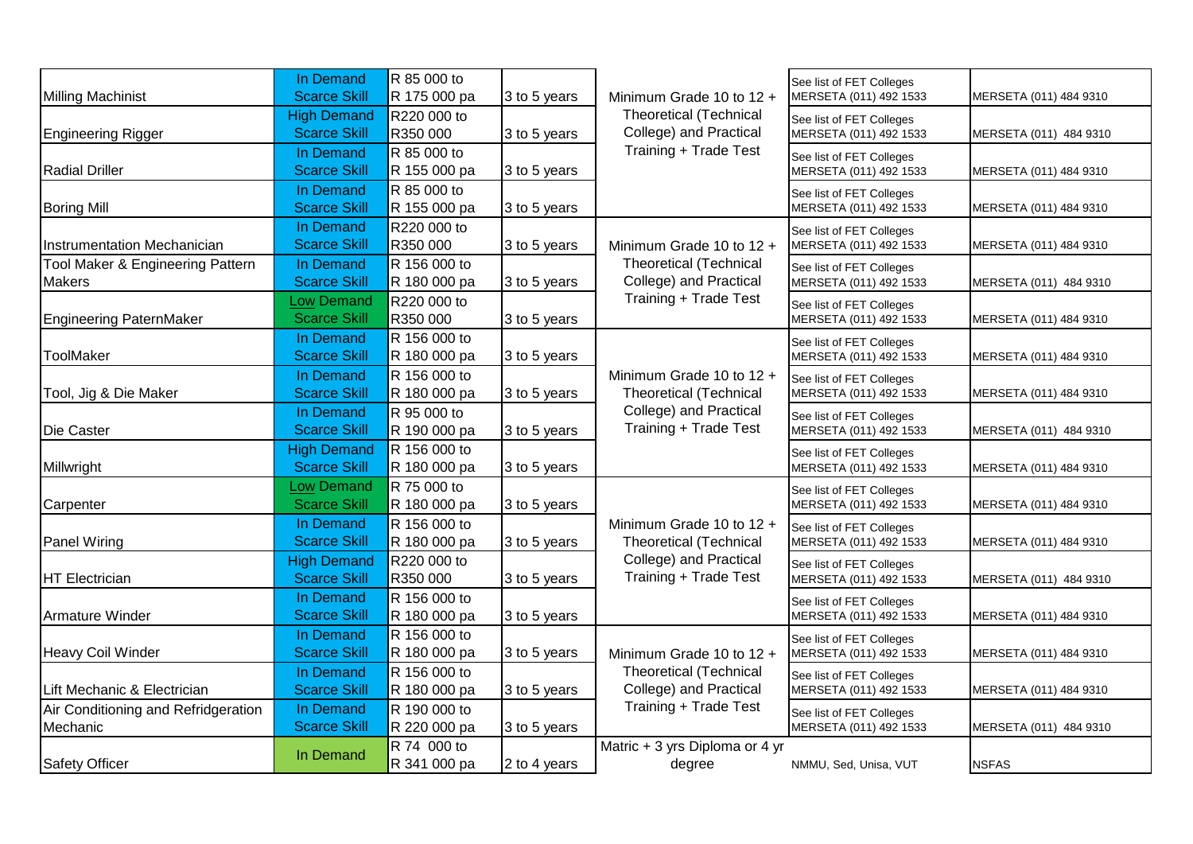| | | | | | | |
|---|---|---|---|---|---|---|
| Milling Machinist | In Demand Scarce Skill | R 85 000 to R 175 000 pa | 3 to 5 years | Minimum Grade 10 to 12 + Theoretical (Technical College) and Practical Training + Trade Test | See list of FET Colleges MERSETA (011) 492 1533 | MERSETA (011) 484 9310 |
| Engineering Rigger | High Demand Scarce Skill | R220 000 to R350 000 | 3 to 5 years | | See list of FET Colleges MERSETA (011) 492 1533 | MERSETA (011) 484 9310 |
| Radial Driller | In Demand Scarce Skill | R 85 000 to R 155 000 pa | 3 to 5 years | | See list of FET Colleges MERSETA (011) 492 1533 | MERSETA (011) 484 9310 |
| Boring Mill | In Demand Scarce Skill | R 85 000 to R 155 000 pa | 3 to 5 years | | See list of FET Colleges MERSETA (011) 492 1533 | MERSETA (011) 484 9310 |
| Instrumentation Mechanician | In Demand Scarce Skill | R220 000 to R350 000 | 3 to 5 years | Minimum Grade 10 to 12 + Theoretical (Technical College) and Practical Training + Trade Test | See list of FET Colleges MERSETA (011) 492 1533 | MERSETA (011) 484 9310 |
| Tool Maker & Engineering Pattern Makers | In Demand Scarce Skill | R 156 000 to R 180 000 pa | 3 to 5 years | | See list of FET Colleges MERSETA (011) 492 1533 | MERSETA (011) 484 9310 |
| Engineering PaternMaker | Low Demand Scarce Skill | R220 000 to R350 000 | 3 to 5 years | | See list of FET Colleges MERSETA (011) 492 1533 | MERSETA (011) 484 9310 |
| ToolMaker | In Demand Scarce Skill | R 156 000 to R 180 000 pa | 3 to 5 years | Minimum Grade 10 to 12 + Theoretical (Technical College) and Practical Training + Trade Test | See list of FET Colleges MERSETA (011) 492 1533 | MERSETA (011) 484 9310 |
| Tool, Jig & Die Maker | In Demand Scarce Skill | R 156 000 to R 180 000 pa | 3 to 5 years | | See list of FET Colleges MERSETA (011) 492 1533 | MERSETA (011) 484 9310 |
| Die Caster | In Demand Scarce Skill | R 95 000 to R 190 000 pa | 3 to 5 years | | See list of FET Colleges MERSETA (011) 492 1533 | MERSETA (011) 484 9310 |
| Millwright | High Demand Scarce Skill | R 156 000 to R 180 000 pa | 3 to 5 years | | See list of FET Colleges MERSETA (011) 492 1533 | MERSETA (011) 484 9310 |
| Carpenter | Low Demand Scarce Skill | R 75 000 to R 180 000 pa | 3 to 5 years | Minimum Grade 10 to 12 + Theoretical (Technical College) and Practical Training + Trade Test | See list of FET Colleges MERSETA (011) 492 1533 | MERSETA (011) 484 9310 |
| Panel Wiring | In Demand Scarce Skill | R 156 000 to R 180 000 pa | 3 to 5 years | | See list of FET Colleges MERSETA (011) 492 1533 | MERSETA (011) 484 9310 |
| HT Electrician | High Demand Scarce Skill | R220 000 to R350 000 | 3 to 5 years | | See list of FET Colleges MERSETA (011) 492 1533 | MERSETA (011) 484 9310 |
| Armature Winder | In Demand Scarce Skill | R 156 000 to R 180 000 pa | 3 to 5 years | | See list of FET Colleges MERSETA (011) 492 1533 | MERSETA (011) 484 9310 |
| Heavy Coil Winder | In Demand Scarce Skill | R 156 000 to R 180 000 pa | 3 to 5 years | Minimum Grade 10 to 12 + Theoretical (Technical College) and Practical Training + Trade Test | See list of FET Colleges MERSETA (011) 492 1533 | MERSETA (011) 484 9310 |
| Lift Mechanic & Electrician | In Demand Scarce Skill | R 156 000 to R 180 000 pa | 3 to 5 years | | See list of FET Colleges MERSETA (011) 492 1533 | MERSETA (011) 484 9310 |
| Air Conditioning and Refridgeration Mechanic | In Demand Scarce Skill | R 190 000 to R 220 000 pa | 3 to 5 years | | See list of FET Colleges MERSETA (011) 492 1533 | MERSETA (011) 484 9310 |
| Safety Officer | In Demand | R 74 000 to R 341 000 pa | 2 to 4 years | Matric + 3 yrs Diploma or 4 yr degree | NMMU, Sed, Unisa, VUT | NSFAS |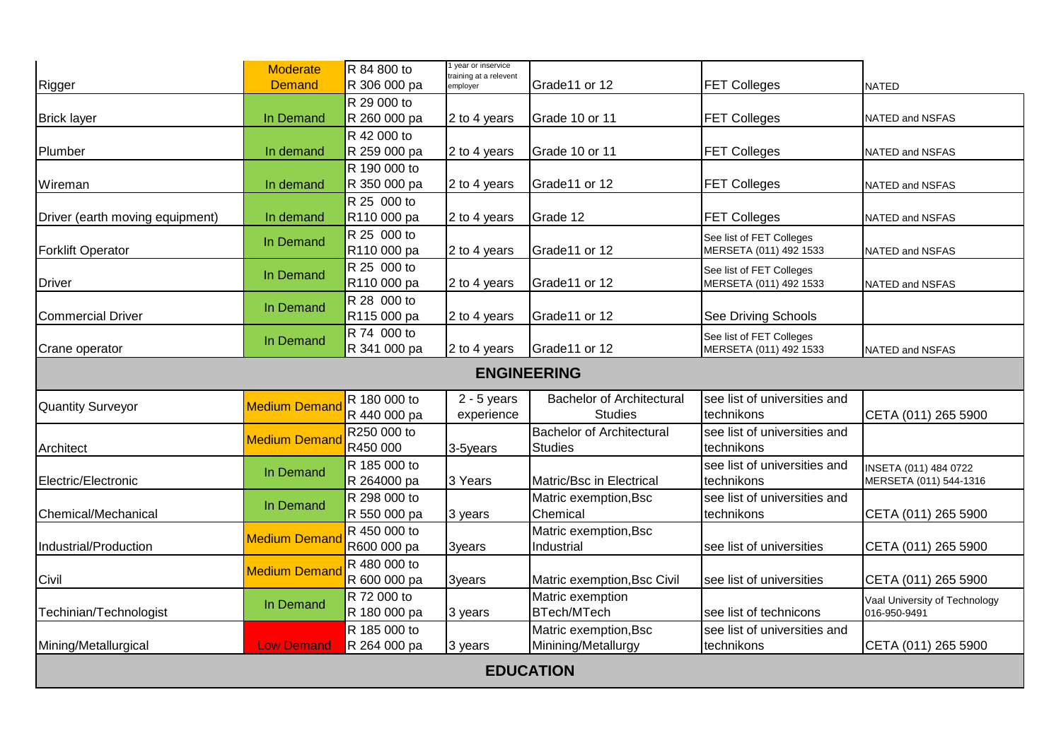| | | | | | | |
|---|---|---|---|---|---|---|
| Rigger | Moderate Demand | R 84 800 to R 306 000 pa | 1 year or inservice training at a relevent employer | Grade11 or 12 | FET Colleges | NATED |
| Brick layer | In Demand | R 29 000 to R 260 000 pa | 2 to 4 years | Grade 10 or 11 | FET Colleges | NATED and NSFAS |
| Plumber | In demand | R 42 000 to R 259 000 pa | 2 to 4 years | Grade 10 or 11 | FET Colleges | NATED and NSFAS |
| Wireman | In demand | R 190 000 to R 350 000 pa | 2 to 4 years | Grade11 or 12 | FET Colleges | NATED and NSFAS |
| Driver (earth moving equipment) | In demand | R 25 000 to R110 000 pa | 2 to 4 years | Grade 12 | FET Colleges | NATED and NSFAS |
| Forklift Operator | In Demand | R 25 000 to R110 000 pa | 2 to 4 years | Grade11 or 12 | See list of FET Colleges MERSETA (011) 492 1533 | NATED and NSFAS |
| Driver | In Demand | R 25 000 to R110 000 pa | 2 to 4 years | Grade11 or 12 | See list of FET Colleges MERSETA (011) 492 1533 | NATED and NSFAS |
| Commercial Driver | In Demand | R 28 000 to R115 000 pa | 2 to 4 years | Grade11 or 12 | See Driving Schools | |
| Crane operator | In Demand | R 74 000 to R 341 000 pa | 2 to 4 years | Grade11 or 12 | See list of FET Colleges MERSETA (011) 492 1533 | NATED and NSFAS |
| **ENGINEERING** | | | | | | |
| Quantity Surveyor | Medium Demand | R 180 000 to R 440 000 pa | 2 - 5 years experience | Bachelor of Architectural Studies | see list of universities and technikons | CETA (011) 265 5900 |
| Architect | Medium Demand | R250 000 to R450 000 | 3-5years | Bachelor of Architectural Studies | see list of universities and technikons | |
| Electric/Electronic | In Demand | R 185 000 to R 264000 pa | 3 Years | Matric/Bsc in Electrical | see list of universities and technikons | INSETA (011) 484 0722 MERSETA (011) 544-1316 |
| Chemical/Mechanical | In Demand | R 298 000 to R 550 000 pa | 3 years | Matric exemption,Bsc Chemical | see list of universities and technikons | CETA (011) 265 5900 |
| Industrial/Production | Medium Demand | R 450 000 to R600 000 pa | 3years | Matric exemption,Bsc Industrial | see list of universities | CETA (011) 265 5900 |
| Civil | Medium Demand | R 480 000 to R 600 000 pa | 3years | Matric exemption,Bsc Civil | see list of universities | CETA (011) 265 5900 |
| Techinian/Technologist | In Demand | R 72 000 to R 180 000 pa | 3 years | Matric exemption BTech/MTech | see list of technicons | Vaal University of Technology 016-950-9491 |
| Mining/Metallurgical | Low Demand | R 185 000 to R 264 000 pa | 3 years | Matric exemption,Bsc Minining/Metallurgy | see list of universities and technikons | CETA (011) 265 5900 |
| **EDUCATION** | | | | | | |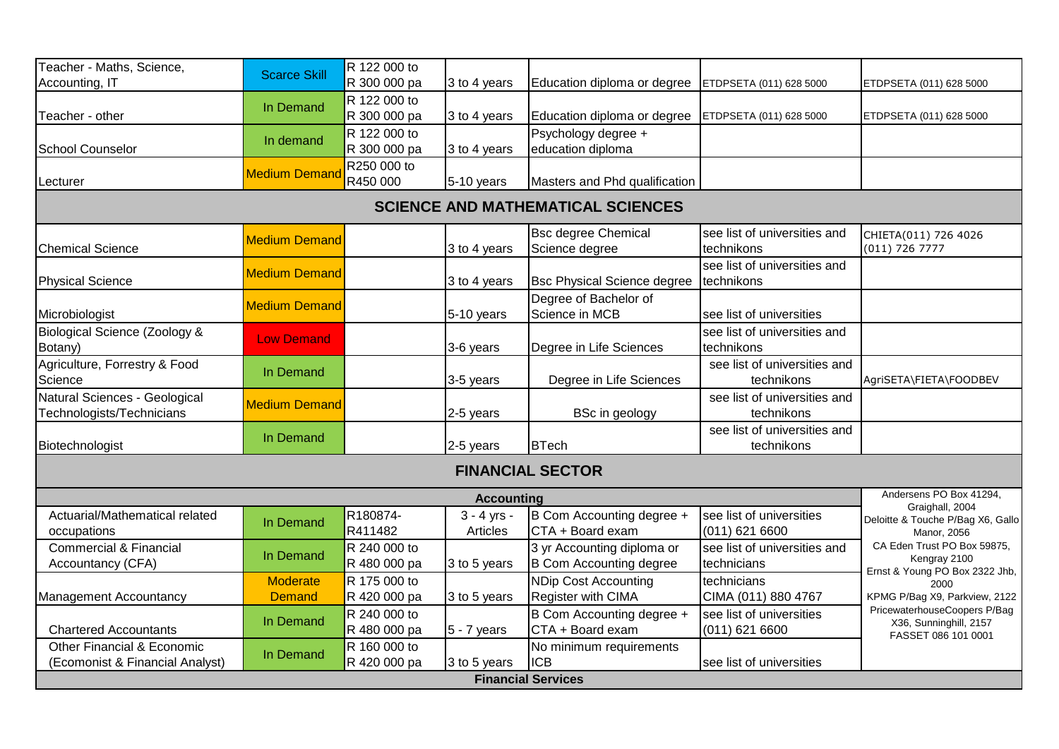| | | | | | | |
|---|---|---|---|---|---|---|
| Teacher - Maths, Science, Accounting, IT | Scarce Skill | R 122 000 to R 300 000 pa | 3 to 4 years | Education diploma or degree | ETDPSETA (011) 628 5000 | ETDPSETA (011) 628 5000 |
| Teacher - other | In Demand | R 122 000 to R 300 000 pa | 3 to 4 years | Education diploma or degree | ETDPSETA (011) 628 5000 | ETDPSETA (011) 628 5000 |
| School Counselor | In demand | R 122 000 to R 300 000 pa | 3 to 4 years | Psychology degree + education diploma | | |
| Lecturer | Medium Demand | R250 000 to R450 000 | 5-10 years | Masters and Phd qualification | | |
| **SCIENCE AND MATHEMATICAL SCIENCES** | | | | | | |
| Chemical Science | Medium Demand | | 3 to 4 years | Bsc degree Chemical Science degree | see list of universities and technikons | CHIETA(011) 726 4026 (011) 726 7777 |
| Physical Science | Medium Demand | | 3 to 4 years | Bsc Physical Science degree | see list of universities and technikons | |
| Microbiologist | Medium Demand | | 5-10 years | Degree of Bachelor of Science in MCB | see list of universities | |
| Biological Science (Zoology & Botany) | Low Demand | | 3-6 years | Degree in Life Sciences | see list of universities and technikons | |
| Agriculture, Forrestry & Food Science | In Demand | | 3-5 years | Degree in Life Sciences | see list of universities and technikons | AgriSETA\FIETA\FOODBEV |
| Natural Sciences - Geological Technologists/Technicians | Medium Demand | | 2-5 years | BSc in geology | see list of universities and technikons | |
| Biotechnologist | In Demand | | 2-5 years | BTech | see list of universities and technikons | |
| **FINANCIAL SECTOR** | | | | | | |
| **Accounting** | | | | | | Andersens PO Box 41294, Graighall, 2004 Deloitte & Touche P/Bag X6, Gallo Manor, 2056 CA Eden Trust PO Box 59875, Kengray 2100 Ernst & Young PO Box 2322 Jhb, 2000 KPMG P/Bag X9, Parkview, 2122 PricewaterhouseCoopers P/Bag X36, Sunninghill, 2157 FASSET 086 101 0001 |
| Actuarial/Mathematical related occupations | In Demand | R180874-R411482 | 3 - 4 yrs - Articles | B Com Accounting degree + CTA + Board exam | see list of universities (011) 621 6600 | |
| Commercial & Financial Accountancy (CFA) | In Demand | R 240 000 to R 480 000 pa | 3 to 5 years | 3 yr Accounting diploma or B Com Accounting degree | see list of universities and technicians | |
| Management Accountancy | Moderate Demand | R 175 000 to R 420 000 pa | 3 to 5 years | NDip Cost Accounting Register with CIMA | technicians CIMA (011) 880 4767 | |
| Chartered Accountants | In Demand | R 240 000 to R 480 000 pa | 5 - 7 years | B Com Accounting degree + CTA + Board exam | see list of universities (011) 621 6600 | |
| Other Financial & Economic (Ecomonist & Financial Analyst) | In Demand | R 160 000 to R 420 000 pa | 3 to 5 years | No minimum requirements ICB | see list of universities | |
| **Financial Services** | | | | | | |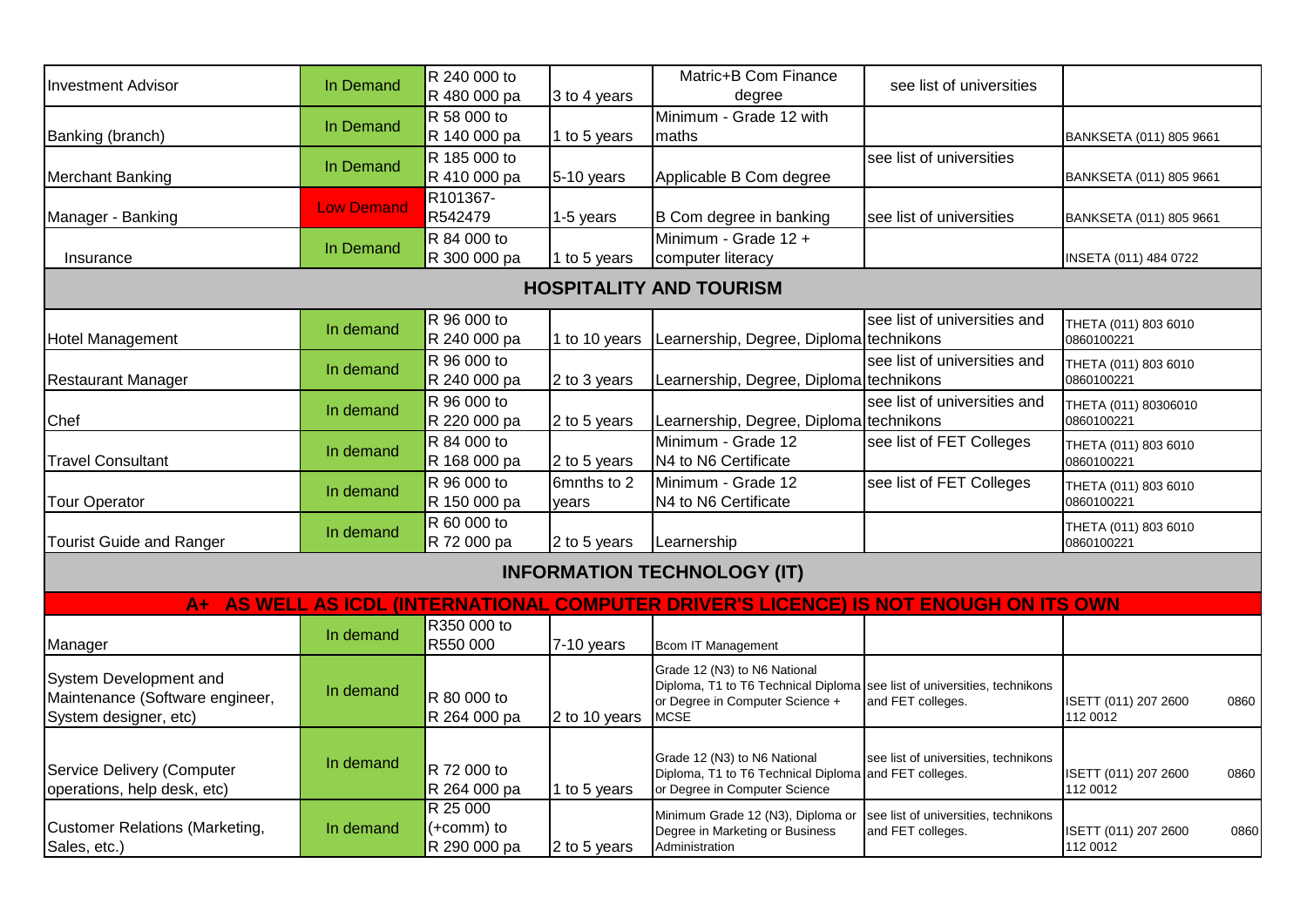| | | | | | | |
|---|---|---|---|---|---|---|
| Investment Advisor | In Demand | R 240 000 to R 480 000 pa | 3 to 4 years | Matric+B Com Finance degree | see list of universities | |
| Banking (branch) | In Demand | R 58 000 to R 140 000 pa | 1 to 5 years | Minimum - Grade 12 with maths | | BANKSETA (011) 805 9661 |
| Merchant Banking | In Demand | R 185 000 to R 410 000 pa | 5-10 years | Applicable B Com degree | see list of universities | BANKSETA (011) 805 9661 |
| Manager - Banking | Low Demand | R101367-R542479 | 1-5 years | B Com degree in banking | see list of universities | BANKSETA (011) 805 9661 |
| Insurance | In Demand | R 84 000 to R 300 000 pa | 1 to 5 years | Minimum - Grade 12 + computer literacy | | INSETA (011) 484 0722 |
| **HOSPITALITY AND TOURISM** | | | | | | |
| Hotel Management | In demand | R 96 000 to R 240 000 pa | 1 to 10 years | Learnership, Degree, Diploma | see list of universities and technikons | THETA (011) 803 6010 0860100221 |
| Restaurant Manager | In demand | R 96 000 to R 240 000 pa | 2 to 3 years | Learnership, Degree, Diploma | see list of universities and technikons | THETA (011) 803 6010 0860100221 |
| Chef | In demand | R 96 000 to R 220 000 pa | 2 to 5 years | Learnership, Degree, Diploma | see list of universities and technikons | THETA (011) 80306010 0860100221 |
| Travel Consultant | In demand | R 84 000 to R 168 000 pa | 2 to 5 years | Minimum - Grade 12 N4 to N6 Certificate | see list of FET Colleges | THETA (011) 803 6010 0860100221 |
| Tour Operator | In demand | R 96 000 to R 150 000 pa | 6mnths to 2 years | Minimum - Grade 12 N4 to N6 Certificate | see list of FET Colleges | THETA (011) 803 6010 0860100221 |
| Tourist Guide and Ranger | In demand | R 60 000 to R 72 000 pa | 2 to 5 years | Learnership | | THETA (011) 803 6010 0860100221 |
| **INFORMATION TECHNOLOGY (IT)** | | | | | | |
| **A+ AS WELL AS ICDL (INTERNATIONAL COMPUTER DRIVER'S LICENCE) IS NOT ENOUGH ON ITS OWN** | | | | | | |
| Manager | In demand | R350 000 to R550 000 | 7-10 years | Bcom IT Management | | |
| System Development and Maintenance (Software engineer, System designer, etc) | In demand | R 80 000 to R 264 000 pa | 2 to 10 years | Grade 12 (N3) to N6 National Diploma, T1 to T6 Technical Diploma or Degree in Computer Science + MCSE | see list of universities, technikons and FET colleges. | ISETT (011) 207 2600 0860 112 0012 |
| Service Delivery (Computer operations, help desk, etc) | In demand | R 72 000 to R 264 000 pa | 1 to 5 years | Grade 12 (N3) to N6 National Diploma, T1 to T6 Technical Diploma or Degree in Computer Science | see list of universities, technikons and FET colleges. | ISETT (011) 207 2600 0860 112 0012 |
| Customer Relations (Marketing, Sales, etc.) | In demand | R 25 000 (+comm) to R 290 000 pa | 2 to 5 years | Minimum Grade 12 (N3), Diploma or Degree in Marketing or Business Administration | see list of universities, technikons and FET colleges. | ISETT (011) 207 2600 0860 112 0012 |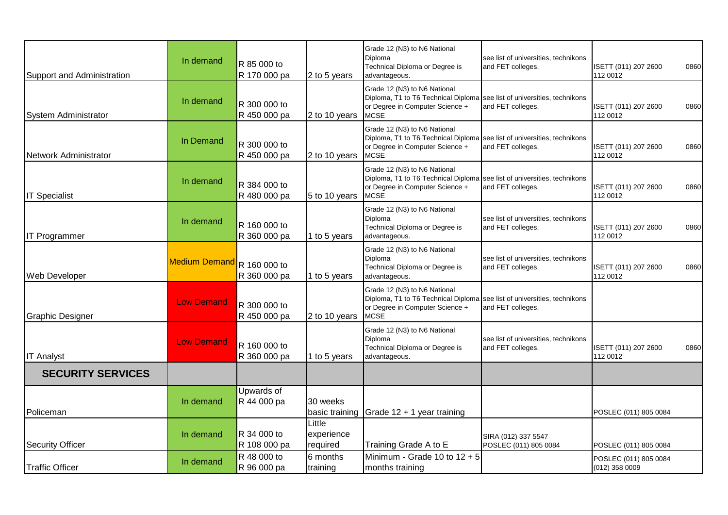| | | | | | | |
|---|---|---|---|---|---|---|
| Support and Administration | In demand | R 85 000 to R 170 000 pa | 2 to 5 years | Grade 12 (N3) to N6 National Diploma Technical Diploma or Degree is advantageous. | see list of universities, technikons and FET colleges. | ISETT (011) 207 2600 0860 112 0012 |
| System Administrator | In demand | R 300 000 to R 450 000 pa | 2 to 10 years | Grade 12 (N3) to N6 National Diploma, T1 to T6 Technical Diploma or Degree in Computer Science + MCSE | see list of universities, technikons and FET colleges. | ISETT (011) 207 2600 0860 112 0012 |
| Network Administrator | In Demand | R 300 000 to R 450 000 pa | 2 to 10 years | Grade 12 (N3) to N6 National Diploma, T1 to T6 Technical Diploma or Degree in Computer Science + MCSE | see list of universities, technikons and FET colleges. | ISETT (011) 207 2600 0860 112 0012 |
| IT Specialist | In demand | R 384 000 to R 480 000 pa | 5 to 10 years | Grade 12 (N3) to N6 National Diploma, T1 to T6 Technical Diploma or Degree in Computer Science + MCSE | see list of universities, technikons and FET colleges. | ISETT (011) 207 2600 0860 112 0012 |
| IT Programmer | In demand | R 160 000 to R 360 000 pa | 1 to 5 years | Grade 12 (N3) to N6 National Diploma Technical Diploma or Degree is advantageous. | see list of universities, technikons and FET colleges. | ISETT (011) 207 2600 0860 112 0012 |
| Web Developer | Medium Demand | R 160 000 to R 360 000 pa | 1 to 5 years | Grade 12 (N3) to N6 National Diploma Technical Diploma or Degree is advantageous. | see list of universities, technikons and FET colleges. | ISETT (011) 207 2600 0860 112 0012 |
| Graphic Designer | Low Demand | R 300 000 to R 450 000 pa | 2 to 10 years | Grade 12 (N3) to N6 National Diploma, T1 to T6 Technical Diploma or Degree in Computer Science + MCSE | see list of universities, technikons and FET colleges. | |
| IT Analyst | Low Demand | R 160 000 to R 360 000 pa | 1 to 5 years | Grade 12 (N3) to N6 National Diploma Technical Diploma or Degree is advantageous. | see list of universities, technikons and FET colleges. | ISETT (011) 207 2600 0860 112 0012 |
| **SECURITY SERVICES** | | | | | | |
| Policeman | In demand | Upwards of R 44 000 pa | 30 weeks basic training | Grade 12 + 1 year training | | POSLEC (011) 805 0084 |
| Security Officer | In demand | R 34 000 to R 108 000 pa | Little experience required | Training Grade A to E | SIRA (012) 337 5547 POSLEC (011) 805 0084 | POSLEC (011) 805 0084 |
| Traffic Officer | In demand | R 48 000 to R 96 000 pa | 6 months training | Minimum - Grade 10 to 12 + 5 months training | | POSLEC (011) 805 0084 (012) 358 0009 |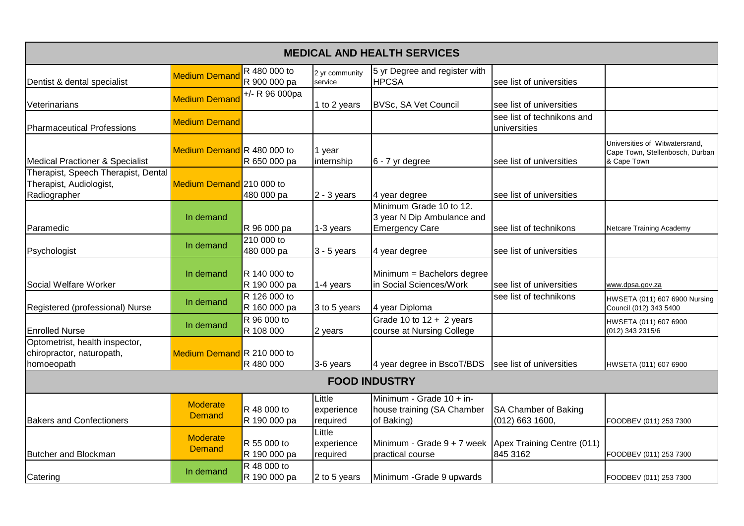| MEDICAL AND HEALTH SERVICES | | | | | | |
|---|---|---|---|---|---|---|
| Dentist & dental specialist | Medium Demand | R 480 000 to R 900 000 pa | 2 yr community service | 5 yr Degree and register with HPCSA | see list of universities | |
| Veterinarians | Medium Demand | +/- R 96 000pa | 1 to 2 years | BVSc, SA Vet Council | see list of universities | |
| Pharmaceutical Professions | Medium Demand | | | | see list of technikons and universities | |
| Medical Practioner & Specialist | Medium Demand | R 480 000 to R 650 000 pa | 1 year internship | 6 - 7 yr degree | see list of universities | Universities of Witwatersrand, Cape Town, Stellenbosch, Durban & Cape Town |
| Therapist, Speech Therapist, Dental Therapist, Audiologist, Radiographer | Medium Demand | 210 000 to 480 000 pa | 2 - 3 years | 4 year degree | see list of universities | |
| Paramedic | In demand | R 96 000 pa | 1-3 years | Minimum Grade 10 to 12. 3 year N Dip Ambulance and Emergency Care | see list of technikons | Netcare Training Academy |
| Psychologist | In demand | 210 000 to 480 000 pa | 3 - 5 years | 4 year degree | see list of universities | |
| Social Welfare Worker | In demand | R 140 000 to R 190 000 pa | 1-4 years | Minimum = Bachelors degree in Social Sciences/Work | see list of universities | www.dpsa.gov.za |
| Registered (professional) Nurse | In demand | R 126 000 to R 160 000 pa | 3 to 5 years | 4 year Diploma | see list of technikons | HWSETA (011) 607 6900 Nursing Council (012) 343 5400 |
| Enrolled Nurse | In demand | R 96 000 to R 108 000 | 2 years | Grade 10 to 12 + 2 years course at Nursing College | | HWSETA (011) 607 6900 (012) 343 2315/6 |
| Optometrist, health inspector, chiropractor, naturopath, homoeopath | Medium Demand | R 210 000 to R 480 000 | 3-6 years | 4 year degree in BscoT/BDS | see list of universities | HWSETA (011) 607 6900 |
| **FOOD INDUSTRY** | | | | | | |
| Bakers and Confectioners | Moderate Demand | R 48 000 to R 190 000 pa | Little experience required | Minimum - Grade 10 + in-house training (SA Chamber of Baking) | SA Chamber of Baking (012) 663 1600, | FOODBEV (011) 253 7300 |
| Butcher and Blockman | Moderate Demand | R 55 000 to R 190 000 pa | Little experience required | Minimum - Grade 9 + 7 week practical course | Apex Training Centre (011) 845 3162 | FOODBEV (011) 253 7300 |
| Catering | In demand | R 48 000 to R 190 000 pa | 2 to 5 years | Minimum -Grade 9 upwards | | FOODBEV (011) 253 7300 |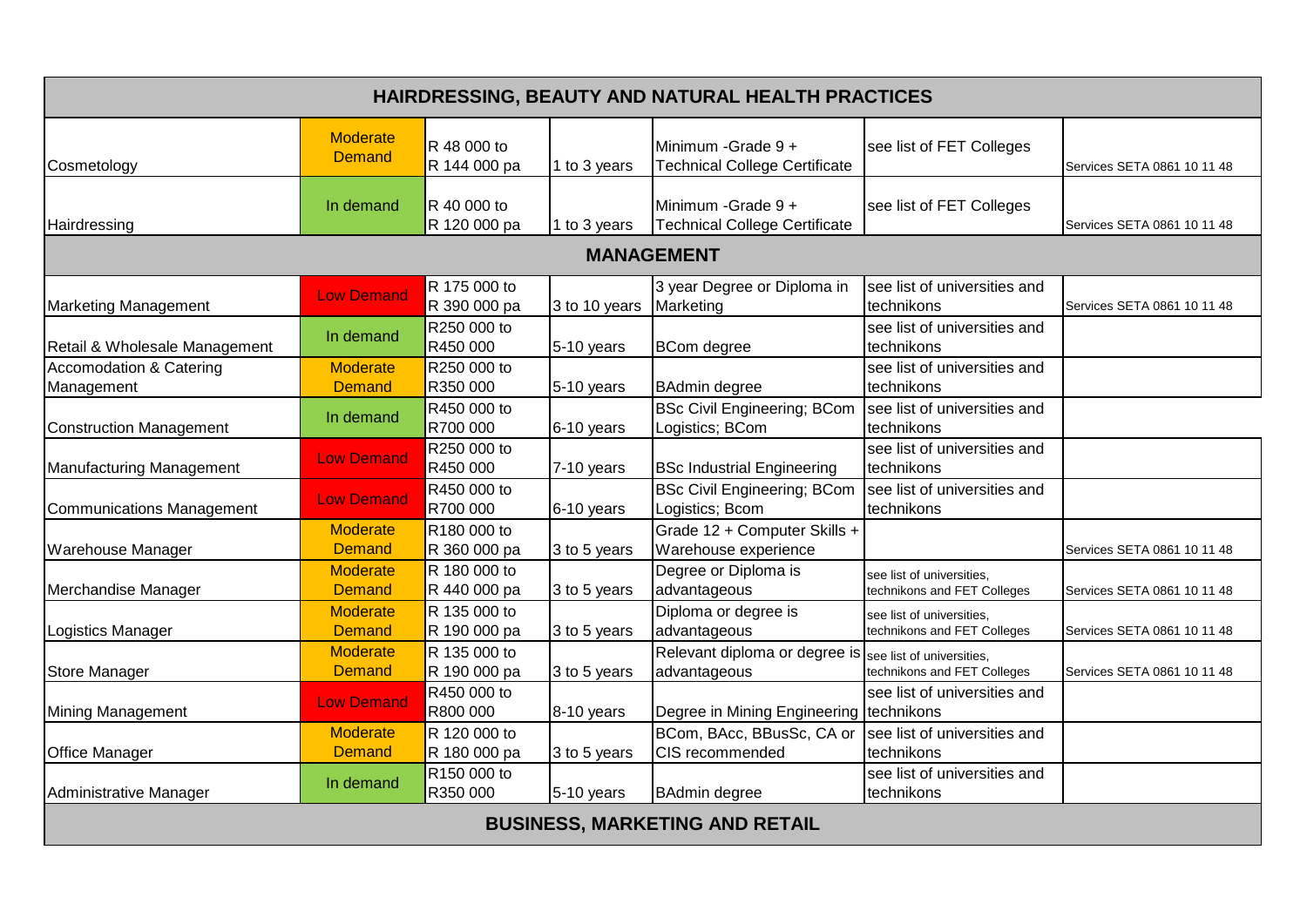| HAIRDRESSING, BEAUTY AND NATURAL HEALTH PRACTICES | | | | | | |
|---|---|---|---|---|---|---|
| Cosmetology | Moderate Demand | R 48 000 to R 144 000 pa | 1 to 3 years | Minimum -Grade 9 + Technical College Certificate | see list of FET Colleges | Services SETA 0861 10 11 48 |
| Hairdressing | In demand | R 40 000 to R 120 000 pa | 1 to 3 years | Minimum -Grade 9 + Technical College Certificate | see list of FET Colleges | Services SETA 0861 10 11 48 |
| **MANAGEMENT** | | | | | | |
| Marketing Management | Low Demand | R 175 000 to R 390 000 pa | 3 to 10 years | 3 year Degree or Diploma in Marketing | see list of universities and technikons | Services SETA 0861 10 11 48 |
| Retail & Wholesale Management | In demand | R250 000 to R450 000 | 5-10 years | BCom degree | see list of universities and technikons | |
| Accomodation & Catering Management | Moderate Demand | R250 000 to R350 000 | 5-10 years | BAdmin degree | see list of universities and technikons | |
| Construction Management | In demand | R450 000 to R700 000 | 6-10 years | BSc Civil Engineering; BCom Logistics; BCom | see list of universities and technikons | |
| Manufacturing Management | Low Demand | R250 000 to R450 000 | 7-10 years | BSc Industrial Engineering | see list of universities and technikons | |
| Communications Management | Low Demand | R450 000 to R700 000 | 6-10 years | BSc Civil Engineering; BCom Logistics; Bcom | see list of universities and technikons | |
| Warehouse Manager | Moderate Demand | R180 000 to R 360 000 pa | 3 to 5 years | Grade 12 + Computer Skills + Warehouse experience | | Services SETA 0861 10 11 48 |
| Merchandise Manager | Moderate Demand | R 180 000 to R 440 000 pa | 3 to 5 years | Degree or Diploma is advantageous | see list of universities, technikons and FET Colleges | Services SETA 0861 10 11 48 |
| Logistics Manager | Moderate Demand | R 135 000 to R 190 000 pa | 3 to 5 years | Diploma or degree is advantageous | see list of universities, technikons and FET Colleges | Services SETA 0861 10 11 48 |
| Store Manager | Moderate Demand | R 135 000 to R 190 000 pa | 3 to 5 years | Relevant diploma or degree is advantageous | see list of universities, technikons and FET Colleges | Services SETA 0861 10 11 48 |
| Mining Management | Low Demand | R450 000 to R800 000 | 8-10 years | Degree in Mining Engineering | see list of universities and technikons | |
| Office Manager | Moderate Demand | R 120 000 to R 180 000 pa | 3 to 5 years | BCom, BAcc, BBusSc, CA or CIS recommended | see list of universities and technikons | |
| Administrative Manager | In demand | R150 000 to R350 000 | 5-10 years | BAdmin degree | see list of universities and technikons | |
| **BUSINESS, MARKETING AND RETAIL** | | | | | | |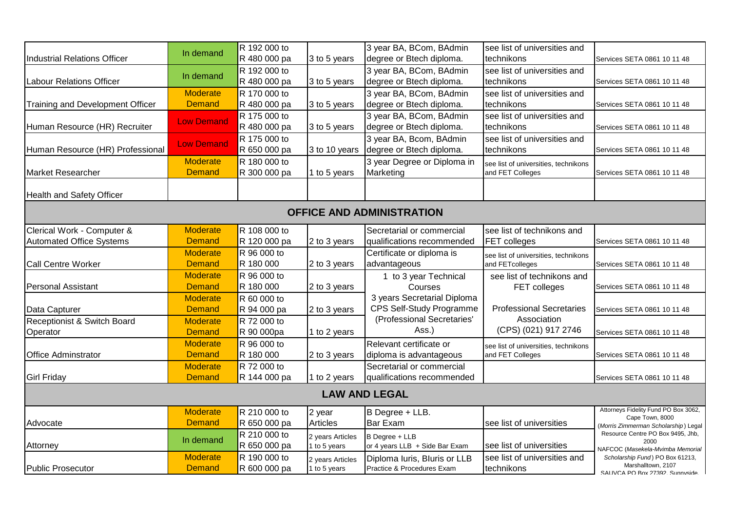| | | | | | | |
|---|---|---|---|---|---|---|
| Industrial Relations Officer | In demand | R 192 000 to R 480 000 pa | 3 to 5 years | 3 year BA, BCom, BAdmin degree or Btech diploma. | see list of universities and technikons | Services SETA 0861 10 11 48 |
| Labour Relations Officer | In demand | R 192 000 to R 480 000 pa | 3 to 5 years | 3 year BA, BCom, BAdmin degree or Btech diploma. | see list of universities and technikons | Services SETA 0861 10 11 48 |
| Training and Development Officer | Moderate Demand | R 170 000 to R 480 000 pa | 3 to 5 years | 3 year BA, BCom, BAdmin degree or Btech diploma. | see list of universities and technikons | Services SETA 0861 10 11 48 |
| Human Resource (HR) Recruiter | Low Demand | R 175 000 to R 480 000 pa | 3 to 5 years | 3 year BA, BCom, BAdmin degree or Btech diploma. | see list of universities and technikons | Services SETA 0861 10 11 48 |
| Human Resource (HR) Professional | Low Demand | R 175 000 to R 650 000 pa | 3 to 10 years | 3 year BA, Bcom, BAdmin degree or Btech diploma. | see list of universities and technikons | Services SETA 0861 10 11 48 |
| Market Researcher | Moderate Demand | R 180 000 to R 300 000 pa | 1 to 5 years | 3 year Degree or Diploma in Marketing | see list of universities, technikons and FET Colleges | Services SETA 0861 10 11 48 |
| Health and Safety Officer | | | | | | |
| **OFFICE AND ADMINISTRATION** | | | | | | |
| Clerical Work - Computer & Automated Office Systems | Moderate Demand | R 108 000 to R 120 000 pa | 2 to 3 years | Secretarial or commercial qualifications recommended | see list of technikons and FET colleges | Services SETA 0861 10 11 48 |
| Call Centre Worker | Moderate Demand | R 96 000 to R 180 000 | 2 to 3 years | Certificate or diploma is advantageous | see list of universities, technikons and FETcolleges | Services SETA 0861 10 11 48 |
| Personal Assistant | Moderate Demand | R 96 000 to R 180 000 | 2 to 3 years | 1 to 3 year Technical Courses | see list of technikons and FET colleges | Services SETA 0861 10 11 48 |
| Data Capturer | Moderate Demand | R 60 000 to R 94 000 pa | 2 to 3 years | 3 years Secretarial Diploma CPS Self-Study Programme (Professional Secretaries' Ass.) | Professional Secretaries Association (CPS) (021) 917 2746 | Services SETA 0861 10 11 48 |
| Receptionist & Switch Board Operator | Moderate Demand | R 72 000 to R 90 000pa | 1 to 2 years | | | Services SETA 0861 10 11 48 |
| Office Adminstrator | Moderate Demand | R 96 000 to R 180 000 | 2 to 3 years | Relevant certificate or diploma is advantageous | see list of universities, technikons and FET Colleges | Services SETA 0861 10 11 48 |
| Girl Friday | Moderate Demand | R 72 000 to R 144 000 pa | 1 to 2 years | Secretarial or commercial qualifications recommended | | Services SETA 0861 10 11 48 |
| **LAW AND LEGAL** | | | | | | |
| Advocate | Moderate Demand | R 210 000 to R 650 000 pa | 2 year Articles | B Degree + LLB. Bar Exam | see list of universities | Attorneys Fidelity Fund PO Box 3062, Cape Town, 8000 (*Morris Zimmerman Scholarship*) Legal Resource Centre PO Box 9495, Jhb, 2000 NAFCOC (*Masekela-Mvimba Memorial Scholarship Fund*) PO Box 61213, Marshalltown, 2107 SAUVCA PO Box 27392, Sunnyside |
| Attorney | In demand | R 210 000 to R 650 000 pa | 2 years Articles 1 to 5 years | B Degree + LLB or 4 years LLB + Side Bar Exam | see list of universities | |
| Public Prosecutor | Moderate Demand | R 190 000 to R 600 000 pa | 2 years Articles 1 to 5 years | Diploma Iuris, BIuris or LLB Practice & Procedures Exam | see list of universities and technikons | |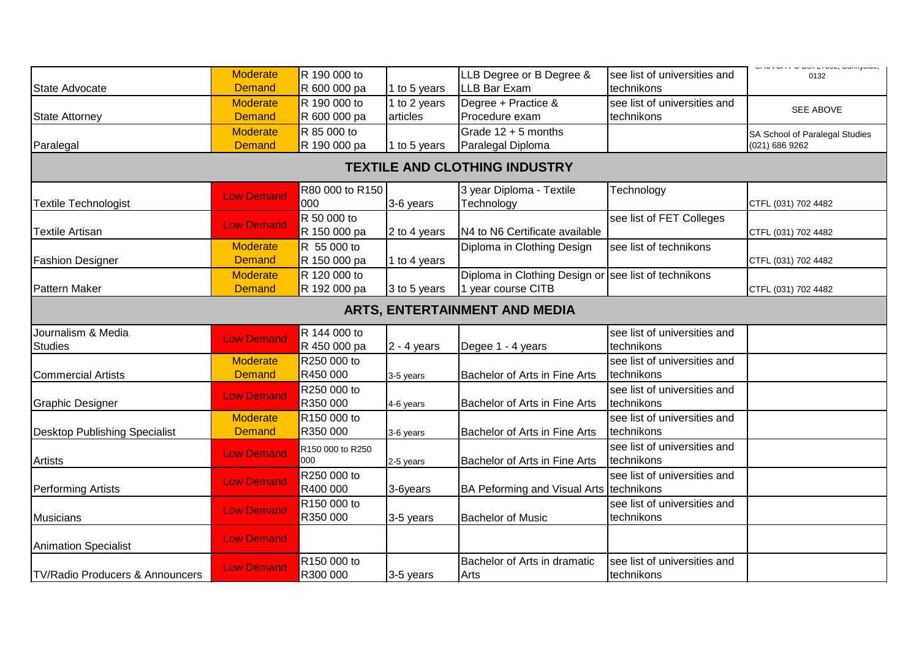| | | | | | | |
|---|---|---|---|---|---|---|
| State Advocate | Moderate Demand | R 190 000 to R 600 000 pa | 1 to 5 years | LLB Degree or B Degree & LLB Bar Exam | see list of universities and technikons | SASVSA P O Box 27652, Sunnyside, 0132 |
| State Attorney | Moderate Demand | R 190 000 to R 600 000 pa | 1 to 2 years articles | Degree + Practice & Procedure exam | see list of universities and technikons | SEE ABOVE |
| Paralegal | Moderate Demand | R 85 000 to R 190 000 pa | 1 to 5 years | Grade 12 + 5 months Paralegal Diploma | | SA School of Paralegal Studies (021) 686 9262 |
| **TEXTILE AND CLOTHING INDUSTRY** | | | | | | |
| Textile Technologist | Low Demand | R80 000 to R150 000 | 3-6 years | 3 year Diploma - Textile Technology | Technology | CTFL (031) 702 4482 |
| Textile Artisan | Low Demand | R 50 000 to R 150 000 pa | 2 to 4 years | N4 to N6 Certificate available | see list of FET Colleges | CTFL (031) 702 4482 |
| Fashion Designer | Moderate Demand | R 55 000 to R 150 000 pa | 1 to 4 years | Diploma in Clothing Design | see list of technikons | CTFL (031) 702 4482 |
| Pattern Maker | Moderate Demand | R 120 000 to R 192 000 pa | 3 to 5 years | Diploma in Clothing Design or 1 year course CITB | see list of technikons | CTFL (031) 702 4482 |
| **ARTS, ENTERTAINMENT AND MEDIA** | | | | | | |
| Journalism & Media Studies | Low Demand | R 144 000 to R 450 000 pa | 2 - 4 years | Degee 1 - 4 years | see list of universities and technikons | |
| Commercial Artists | Moderate Demand | R250 000 to R450 000 | 3-5 years | Bachelor of Arts in Fine Arts | see list of universities and technikons | |
| Graphic Designer | Low Demand | R250 000 to R350 000 | 4-6 years | Bachelor of Arts in Fine Arts | see list of universities and technikons | |
| Desktop Publishing Specialist | Moderate Demand | R150 000 to R350 000 | 3-6 years | Bachelor of Arts in Fine Arts | see list of universities and technikons | |
| Artists | Low Demand | R150 000 to R250 000 | 2-5 years | Bachelor of Arts in Fine Arts | see list of universities and technikons | |
| Performing Artists | Low Demand | R250 000 to R400 000 | 3-6years | BA Peforming and Visual Arts | see list of universities and technikons | |
| Musicians | Low Demand | R150 000 to R350 000 | 3-5 years | Bachelor of Music | see list of universities and technikons | |
| Animation Specialist | Low Demand | | | | | |
| TV/Radio Producers & Announcers | Low Demand | R150 000 to R300 000 | 3-5 years | Bachelor of Arts in dramatic Arts | see list of universities and technikons | |